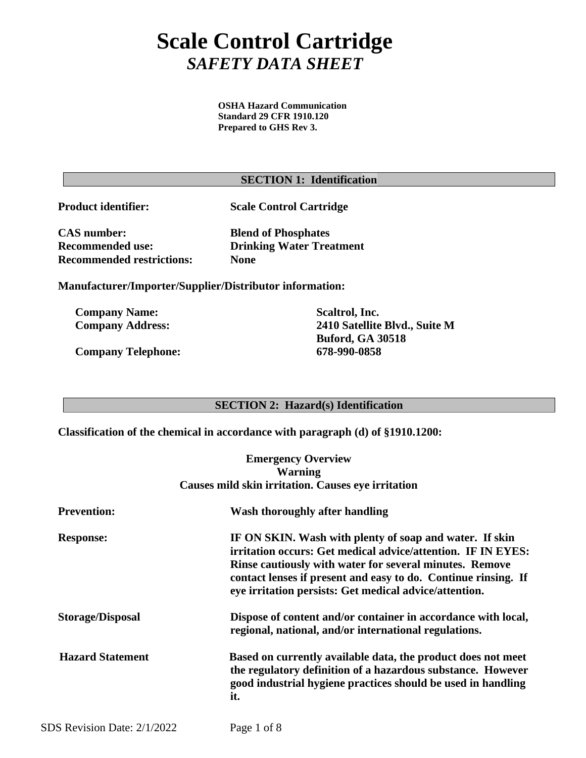# Scale Control Cartridge
## *SAFETY DATA SHEET*

**OSHA Hazard Communication Standard 29 CFR 1910.120**
**Prepared to GHS Rev 3.**

## SECTION 1: Identification

| | |
|---|---|
| **Product identifier:** | **Scale Control Cartridge** |
| **CAS number:** | **Blend of Phosphates** |
| **Recommended use:** | **Drinking Water Treatment** |
| **Recommended restrictions:** | **None** |

**Manufacturer/Importer/Supplier/Distributor information:**

| | |
|---|---|
| **Company Name:** | **Scaltrol, Inc.** |
| **Company Address:** | **2410 Satellite Blvd., Suite M**<br>**Buford, GA 30518** |
| **Company Telephone:** | **678-990-0858** |

## SECTION 2: Hazard(s) Identification

**Classification of the chemical in accordance with paragraph (d) of §1910.1200:**

**Emergency Overview**
**Warning**
**Causes mild skin irritation. Causes eye irritation**

| | |
|---|---|
| **Prevention:** | **Wash thoroughly after handling** |
| **Response:** | **IF ON SKIN. Wash with plenty of soap and water. If skin irritation occurs: Get medical advice/attention. IF IN EYES: Rinse cautiously with water for several minutes. Remove contact lenses if present and easy to do. Continue rinsing. If eye irritation persists: Get medical advice/attention.** |
| **Storage/Disposal** | **Dispose of content and/or container in accordance with local, regional, national, and/or international regulations.** |
| **Hazard Statement** | **Based on currently available data, the product does not meet the regulatory definition of a hazardous substance. However good industrial hygiene practices should be used in handling it.** |

SDS Revision Date: 2/1/2022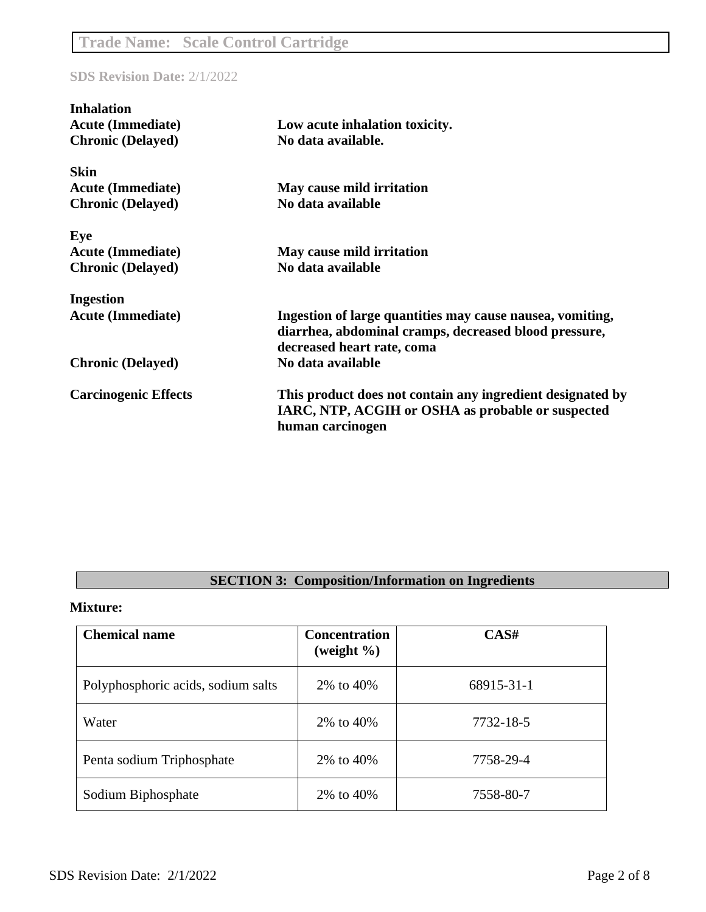**Inhalation**

| | |
|---|---|
| **Acute (Immediate)** | **Low acute inhalation toxicity.** |
| **Chronic (Delayed)** | **No data available.** |

**Skin**

| | |
|---|---|
| **Acute (Immediate)** | **May cause mild irritation** |
| **Chronic (Delayed)** | **No data available** |

**Eye**

| | |
|---|---|
| **Acute (Immediate)** | **May cause mild irritation** |
| **Chronic (Delayed)** | **No data available** |

**Ingestion**

| | |
|---|---|
| **Acute (Immediate)** | **Ingestion of large quantities may cause nausea, vomiting, diarrhea, abdominal cramps, decreased blood pressure, decreased heart rate, coma** |
| **Chronic (Delayed)** | **No data available** |

| | |
|---|---|
| **Carcinogenic Effects** | **This product does not contain any ingredient designated by IARC, NTP, ACGIH or OSHA as probable or suspected human carcinogen** |

## SECTION 3: Composition/Information on Ingredients

**Mixture:**

| Chemical name | Concentration (weight %) | CAS# |
|---|---|---|
| Polyphosphoric acids, sodium salts | 2% to 40% | 68915-31-1 |
| Water | 2% to 40% | 7732-18-5 |
| Penta sodium Triphosphate | 2% to 40% | 7758-29-4 |
| Sodium Biphosphate | 2% to 40% | 7558-80-7 |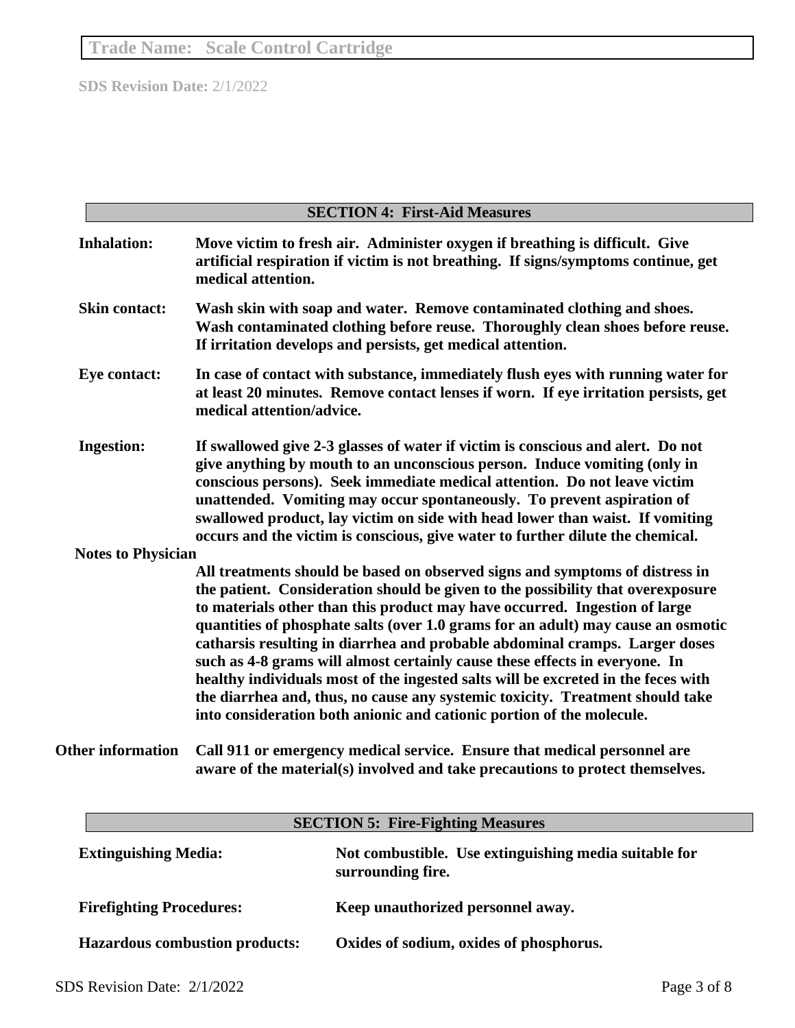**Trade Name: Scale Control Cartridge**

**SDS Revision Date:** 2/1/2022

## SECTION 4: First-Aid Measures

**Inhalation:** **Move victim to fresh air. Administer oxygen if breathing is difficult. Give artificial respiration if victim is not breathing. If signs/symptoms continue, get medical attention.**

**Skin contact:** **Wash skin with soap and water. Remove contaminated clothing and shoes. Wash contaminated clothing before reuse. Thoroughly clean shoes before reuse. If irritation develops and persists, get medical attention.**

**Eye contact:** **In case of contact with substance, immediately flush eyes with running water for at least 20 minutes. Remove contact lenses if worn. If eye irritation persists, get medical attention/advice.**

**Ingestion:** **If swallowed give 2-3 glasses of water if victim is conscious and alert. Do not give anything by mouth to an unconscious person. Induce vomiting (only in conscious persons). Seek immediate medical attention. Do not leave victim unattended. Vomiting may occur spontaneously. To prevent aspiration of swallowed product, lay victim on side with head lower than waist. If vomiting occurs and the victim is conscious, give water to further dilute the chemical.**

**Notes to Physician**

**All treatments should be based on observed signs and symptoms of distress in the patient. Consideration should be given to the possibility that overexposure to materials other than this product may have occurred. Ingestion of large quantities of phosphate salts (over 1.0 grams for an adult) may cause an osmotic catharsis resulting in diarrhea and probable abdominal cramps. Larger doses such as 4-8 grams will almost certainly cause these effects in everyone. In healthy individuals most of the ingested salts will be excreted in the feces with the diarrhea and, thus, no cause any systemic toxicity. Treatment should take into consideration both anionic and cationic portion of the molecule.**

**Other information** **Call 911 or emergency medical service. Ensure that medical personnel are aware of the material(s) involved and take precautions to protect themselves.**

## SECTION 5: Fire-Fighting Measures

**Extinguishing Media:** **Not combustible. Use extinguishing media suitable for surrounding fire.**

**Firefighting Procedures:** **Keep unauthorized personnel away.**

**Hazardous combustion products:** **Oxides of sodium, oxides of phosphorus.**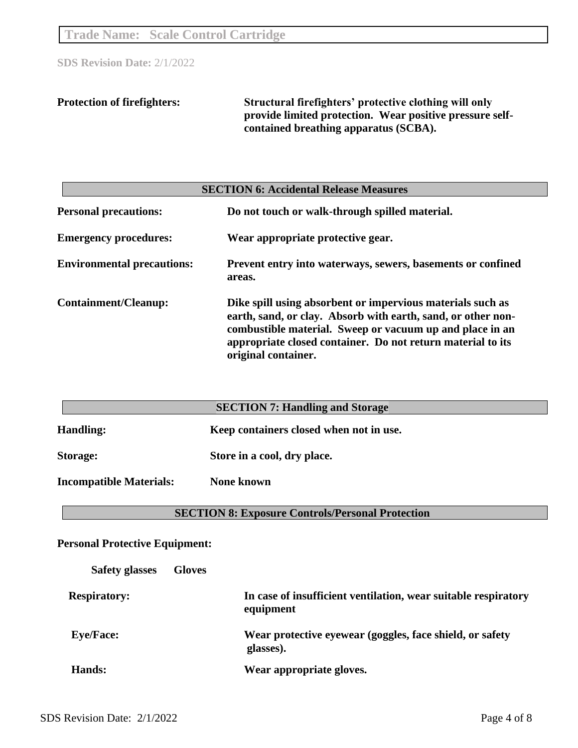**Protection of firefighters:** Structural firefighters' protective clothing will only provide limited protection. Wear positive pressure self-contained breathing apparatus (SCBA).

## SECTION 6: Accidental Release Measures

**Personal precautions:** Do not touch or walk-through spilled material.

**Emergency procedures:** Wear appropriate protective gear.

**Environmental precautions:** Prevent entry into waterways, sewers, basements or confined areas.

**Containment/Cleanup:** Dike spill using absorbent or impervious materials such as earth, sand, or clay. Absorb with earth, sand, or other non-combustible material. Sweep or vacuum up and place in an appropriate closed container. Do not return material to its original container.

## SECTION 7: Handling and Storage

**Handling:** Keep containers closed when not in use.

**Storage:** Store in a cool, dry place.

**Incompatible Materials:** None known

## SECTION 8: Exposure Controls/Personal Protection

**Personal Protective Equipment:**

**Safety glasses** **Gloves**

**Respiratory:** In case of insufficient ventilation, wear suitable respiratory equipment

**Eye/Face:** Wear protective eyewear (goggles, face shield, or safety glasses).

**Hands:** Wear appropriate gloves.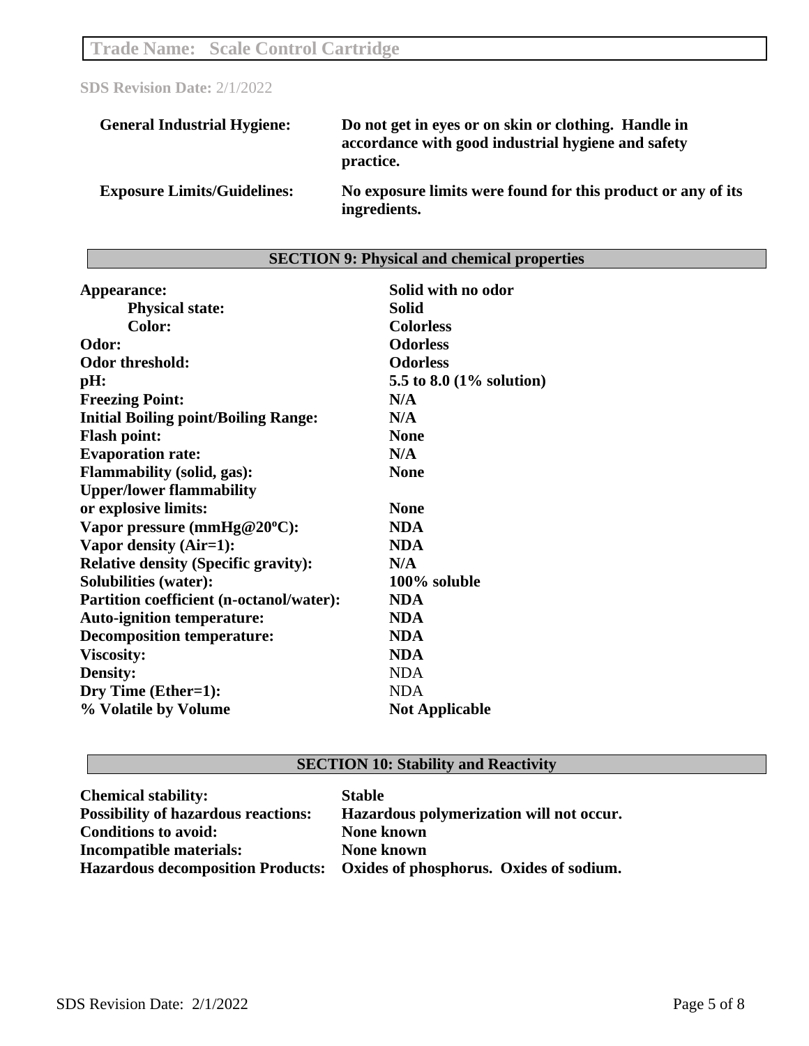**Trade Name: Scale Control Cartridge**

**SDS Revision Date:** 2/1/2022

| | |
|---|---|
| **General Industrial Hygiene:** | **Do not get in eyes or on skin or clothing. Handle in accordance with good industrial hygiene and safety practice.** |
| **Exposure Limits/Guidelines:** | **No exposure limits were found for this product or any of its ingredients.** |

## SECTION 9: Physical and chemical properties

| | |
|---|---|
| **Appearance:** | **Solid with no odor** |
| **Physical state:** | **Solid** |
| **Color:** | **Colorless** |
| **Odor:** | **Odorless** |
| **Odor threshold:** | **Odorless** |
| **pH:** | **5.5 to 8.0 (1% solution)** |
| **Freezing Point:** | **N/A** |
| **Initial Boiling point/Boiling Range:** | **N/A** |
| **Flash point:** | **None** |
| **Evaporation rate:** | **N/A** |
| **Flammability (solid, gas):** | **None** |
| **Upper/lower flammability or explosive limits:** | **None** |
| **Vapor pressure (mmHg@20ºC):** | **NDA** |
| **Vapor density (Air=1):** | **NDA** |
| **Relative density (Specific gravity):** | **N/A** |
| **Solubilities (water):** | **100% soluble** |
| **Partition coefficient (n-octanol/water):** | **NDA** |
| **Auto-ignition temperature:** | **NDA** |
| **Decomposition temperature:** | **NDA** |
| **Viscosity:** | **NDA** |
| **Density:** | NDA |
| **Dry Time (Ether=1):** | NDA |
| **% Volatile by Volume** | **Not Applicable** |

## SECTION 10: Stability and Reactivity

| | |
|---|---|
| **Chemical stability:** | **Stable** |
| **Possibility of hazardous reactions:** | **Hazardous polymerization will not occur.** |
| **Conditions to avoid:** | **None known** |
| **Incompatible materials:** | **None known** |
| **Hazardous decomposition Products:** | **Oxides of phosphorus. Oxides of sodium.** |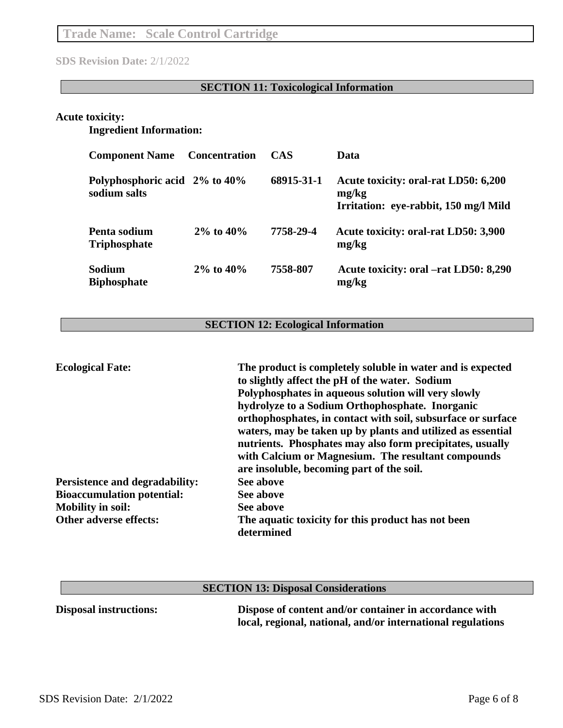**Trade Name: Scale Control Cartridge**

**SDS Revision Date:** 2/1/2022

## SECTION 11: Toxicological Information

**Acute toxicity:**

**Ingredient Information:**

| Component Name | Concentration | CAS | Data |
|---|---|---|---|
| Polyphosphoric acid sodium salts | 2% to 40% | 68915-31-1 | Acute toxicity: oral-rat LD50: 6,200 mg/kg<br>Irritation: eye-rabbit, 150 mg/l Mild |
| Penta sodium Triphosphate | 2% to 40% | 7758-29-4 | Acute toxicity: oral-rat LD50: 3,900 mg/kg |
| Sodium Biphosphate | 2% to 40% | 7558-807 | Acute toxicity: oral –rat LD50: 8,290 mg/kg |

## SECTION 12: Ecological Information

**Ecological Fate:** The product is completely soluble in water and is expected to slightly affect the pH of the water. Sodium Polyphosphates in aqueous solution will very slowly hydrolyze to a Sodium Orthophosphate. Inorganic orthophosphates, in contact with soil, subsurface or surface waters, may be taken up by plants and utilized as essential nutrients. Phosphates may also form precipitates, usually with Calcium or Magnesium. The resultant compounds are insoluble, becoming part of the soil.

**Persistence and degradability:** See above

**Bioaccumulation potential:** See above

**Mobility in soil:** See above

**Other adverse effects:** The aquatic toxicity for this product has not been determined

## SECTION 13: Disposal Considerations

**Disposal instructions:** Dispose of content and/or container in accordance with local, regional, national, and/or international regulations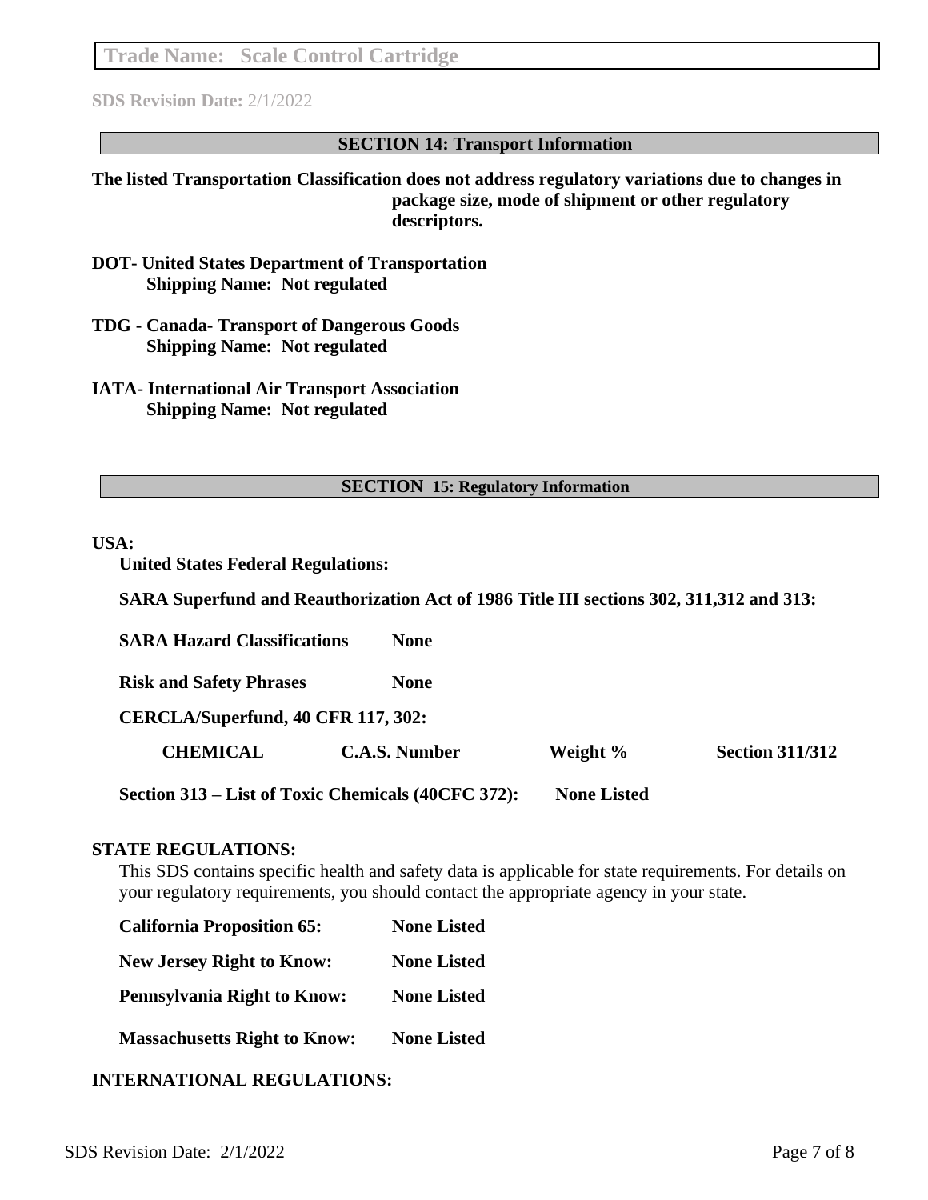**Trade Name: Scale Control Cartridge**

**SDS Revision Date:** 2/1/2022

## SECTION 14: Transport Information

**The listed Transportation Classification does not address regulatory variations due to changes in package size, mode of shipment or other regulatory descriptors.**

**DOT- United States Department of Transportation**
**Shipping Name: Not regulated**

**TDG - Canada- Transport of Dangerous Goods**
**Shipping Name: Not regulated**

**IATA- International Air Transport Association**
**Shipping Name: Not regulated**

## SECTION 15: Regulatory Information

**USA:**

**United States Federal Regulations:**

**SARA Superfund and Reauthorization Act of 1986 Title III sections 302, 311,312 and 313:**

**SARA Hazard Classifications** None

**Risk and Safety Phrases** None

**CERCLA/Superfund, 40 CFR 117, 302:**

| CHEMICAL | C.A.S. Number | Weight % | Section 311/312 |
|---|---|---|---|

**Section 313 – List of Toxic Chemicals (40CFC 372):** None Listed

**STATE REGULATIONS:**

This SDS contains specific health and safety data is applicable for state requirements. For details on your regulatory requirements, you should contact the appropriate agency in your state.

**California Proposition 65:** None Listed

**New Jersey Right to Know:** None Listed

**Pennsylvania Right to Know:** None Listed

**Massachusetts Right to Know:** None Listed

**INTERNATIONAL REGULATIONS:**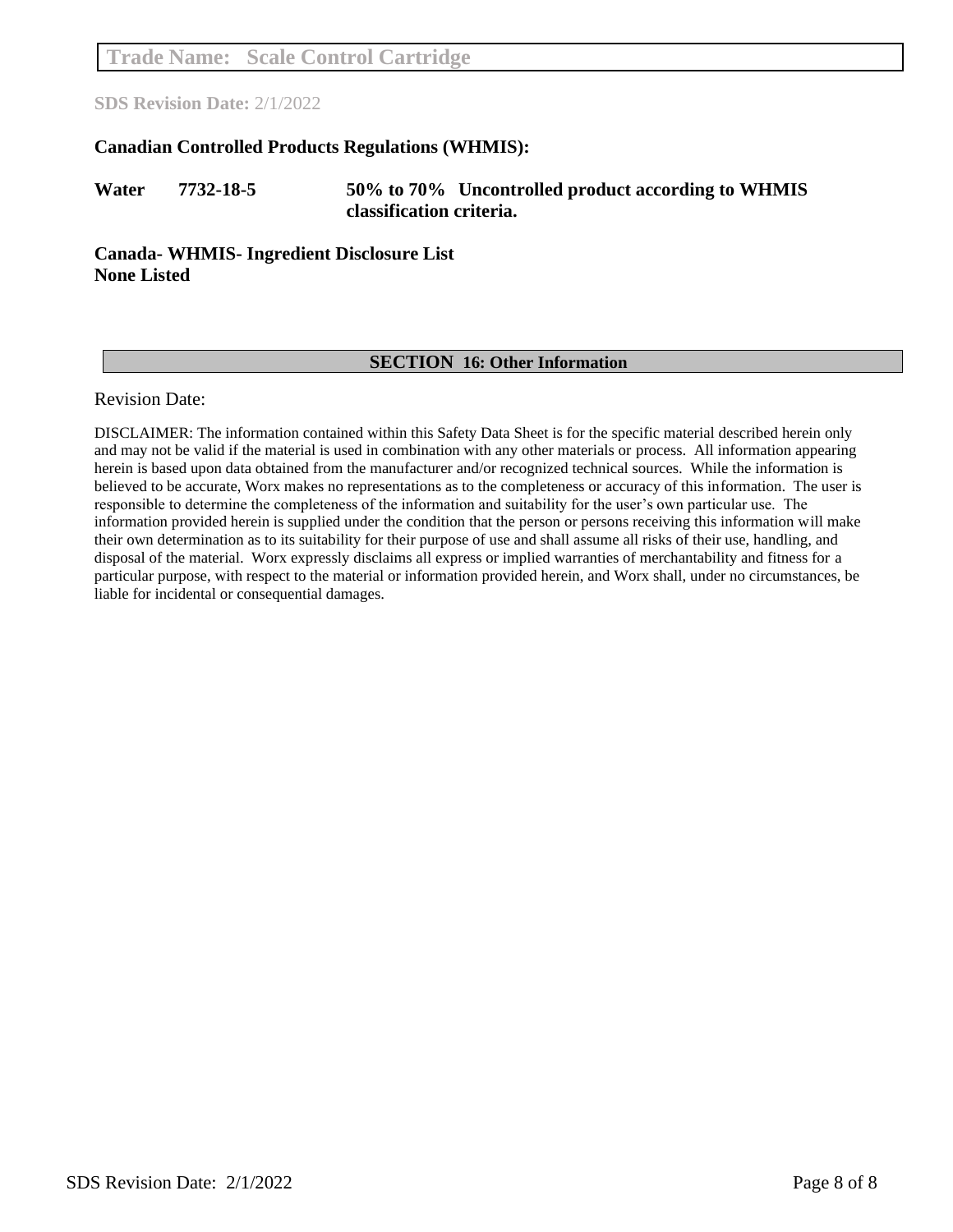**Canadian Controlled Products Regulations (WHMIS):**

| | | | |
|---|---|---|---|
| **Water** | **7732-18-5** | **50% to 70%** | **Uncontrolled product according to WHMIS classification criteria.** |

**Canada- WHMIS- Ingredient Disclosure List**
**None Listed**

## SECTION 16: Other Information

Revision Date:

DISCLAIMER: The information contained within this Safety Data Sheet is for the specific material described herein only and may not be valid if the material is used in combination with any other materials or process. All information appearing herein is based upon data obtained from the manufacturer and/or recognized technical sources. While the information is believed to be accurate, Worx makes no representations as to the completeness or accuracy of this information. The user is responsible to determine the completeness of the information and suitability for the user's own particular use. The information provided herein is supplied under the condition that the person or persons receiving this information will make their own determination as to its suitability for their purpose of use and shall assume all risks of their use, handling, and disposal of the material. Worx expressly disclaims all express or implied warranties of merchantability and fitness for a particular purpose, with respect to the material or information provided herein, and Worx shall, under no circumstances, be liable for incidental or consequential damages.